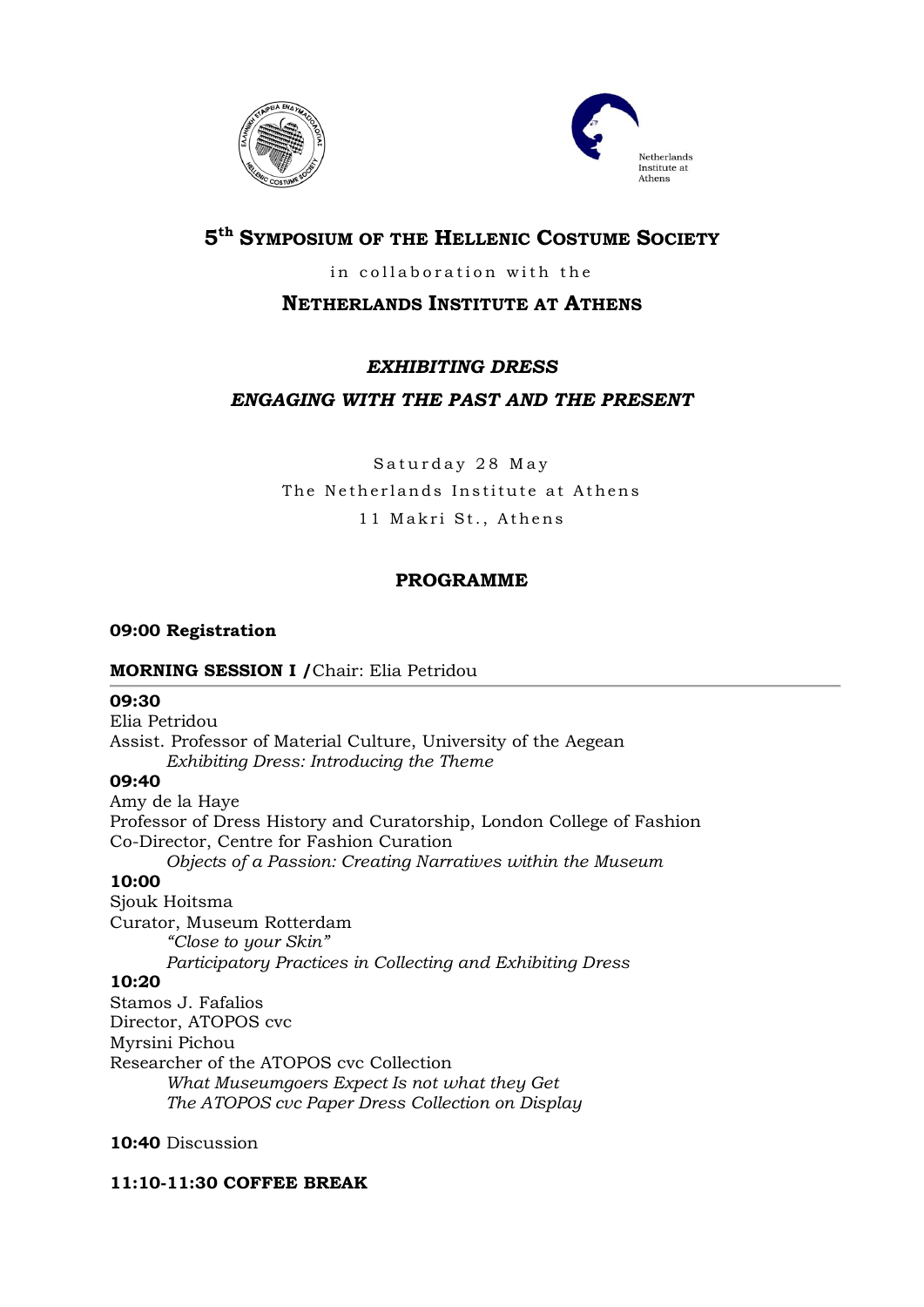# 5th Symposium of the Hellenic Costume Society

in collaboration with the

## Netherlands Institute at Athens

## *EXHIBITING DRESS*

## *ENGAGING WITH THE PAST AND THE PRESENT*

Saturday 28 May

The Netherlands Institute at Athens

11 Makri St., Athens

### PROGRAMME

**09:00 Registration**

**MORNING SESSION I /** Chair: Elia Petridou

---

**09:30**

Elia Petridou

Assist. Professor of Material Culture, University of the Aegean

*Exhibiting Dress: Introducing the Theme*

**09:40**

Amy de la Haye

Professor of Dress History and Curatorship, London College of Fashion

Co-Director, Centre for Fashion Curation

*Objects of a Passion: Creating Narratives within the Museum*

**10:00**

Sjouk Hoitsma

Curator, Museum Rotterdam

*"Close to your Skin"*

*Participatory Practices in Collecting and Exhibiting Dress*

**10:20**

Stamos J. Fafalios

Director, ATOPOS cvc

Myrsini Pichou

Researcher of the ATOPOS cvc Collection

*What Museumgoers Expect Is not what they Get*

*The ATOPOS cvc Paper Dress Collection on Display*

**10:40** Discussion

**11:10-11:30 COFFEE BREAK**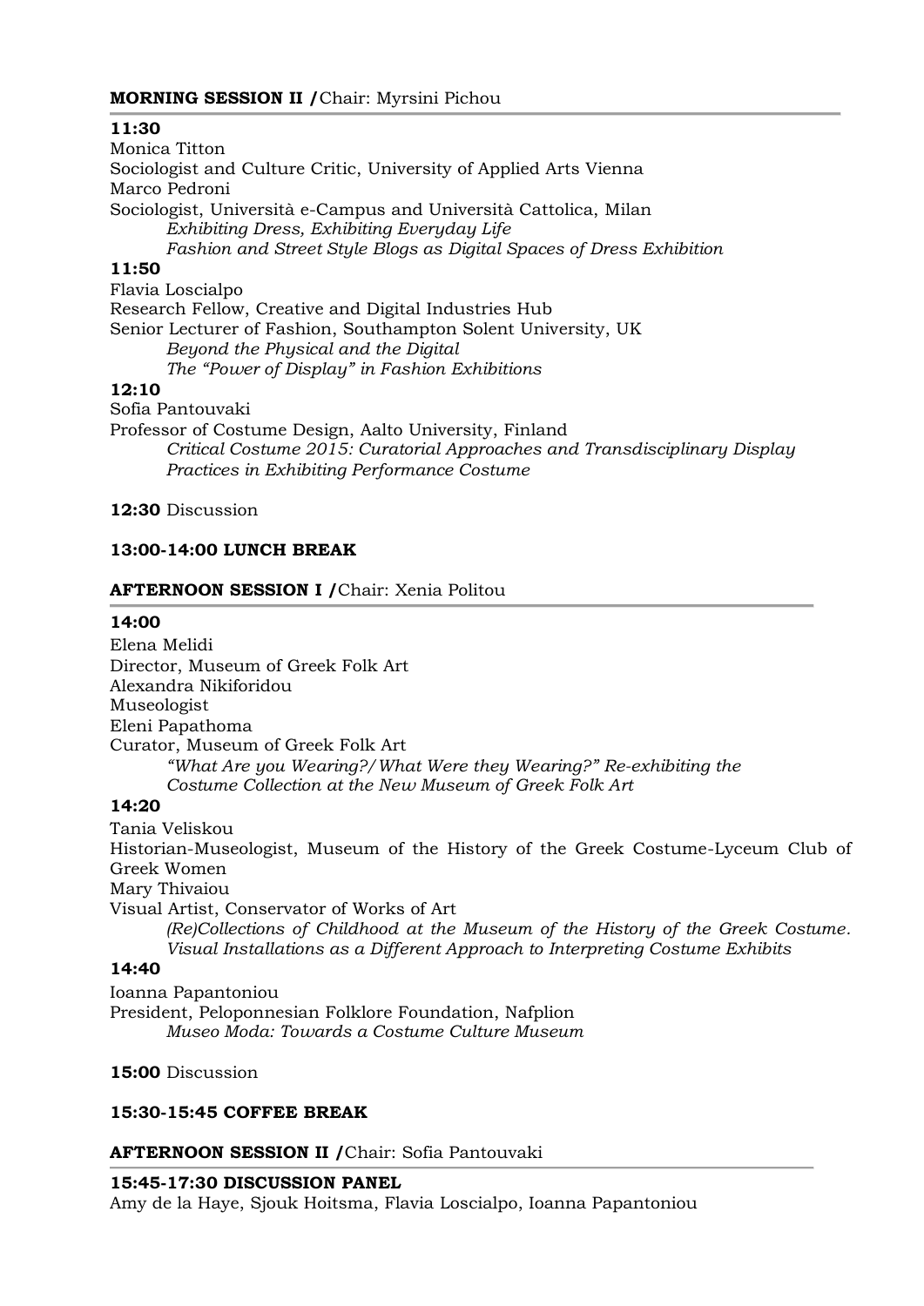**MORNING SESSION II /** Chair: Myrsini Pichou

**11:30**

Monica Titton
Sociologist and Culture Critic, University of Applied Arts Vienna
Marco Pedroni
Sociologist, Università e-Campus and Università Cattolica, Milan
*Exhibiting Dress, Exhibiting Everyday Life*
*Fashion and Street Style Blogs as Digital Spaces of Dress Exhibition*

**11:50**

Flavia Loscialpo
Research Fellow, Creative and Digital Industries Hub
Senior Lecturer of Fashion, Southampton Solent University, UK
*Beyond the Physical and the Digital*
*The "Power of Display" in Fashion Exhibitions*

**12:10**

Sofia Pantouvaki
Professor of Costume Design, Aalto University, Finland
*Critical Costume 2015: Curatorial Approaches and Transdisciplinary Display Practices in Exhibiting Performance Costume*

**12:30** Discussion

**13:00-14:00 LUNCH BREAK**

**AFTERNOON SESSION I /** Chair: Xenia Politou

**14:00**

Elena Melidi
Director, Museum of Greek Folk Art
Alexandra Nikiforidou
Museologist
Eleni Papathoma
Curator, Museum of Greek Folk Art
*"What Are you Wearing?/What Were they Wearing?" Re-exhibiting the Costume Collection at the New Museum of Greek Folk Art*

**14:20**

Tania Veliskou
Historian-Museologist, Museum of the History of the Greek Costume-Lyceum Club of Greek Women
Mary Thivaiou
Visual Artist, Conservator of Works of Art
*(Re)Collections of Childhood at the Museum of the History of the Greek Costume. Visual Installations as a Different Approach to Interpreting Costume Exhibits*

**14:40**

Ioanna Papantoniou
President, Peloponnesian Folklore Foundation, Nafplion
*Museo Moda: Towards a Costume Culture Museum*

**15:00** Discussion

**15:30-15:45 COFFEE BREAK**

**AFTERNOON SESSION II /** Chair: Sofia Pantouvaki

**15:45-17:30 DISCUSSION PANEL**

Amy de la Haye, Sjouk Hoitsma, Flavia Loscialpo, Ioanna Papantoniou